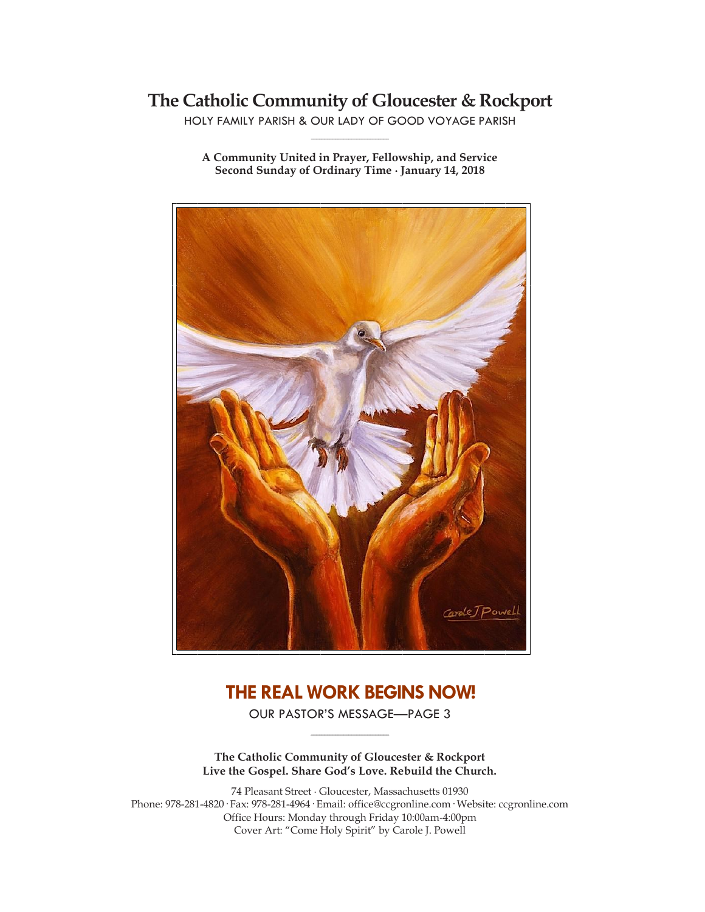# The Catholic Community of Gloucester & Rockport

HOLY FAMILY PARISH & OUR LADY OF GOOD VOYAGE PARISH

**A Community United in Prayer, Fellowship, and Service**
**Second Sunday of Ordinary Time · January 14, 2018**

## THE REAL WORK BEGINS NOW!

OUR PASTOR'S MESSAGE—PAGE 3

**The Catholic Community of Gloucester & Rockport**
**Live the Gospel. Share God's Love. Rebuild the Church.**

74 Pleasant Street · Gloucester, Massachusetts 01930
Phone: 978-281-4820 · Fax: 978-281-4964 · Email: office@ccgronline.com · Website: ccgronline.com
Office Hours: Monday through Friday 10:00am-4:00pm
Cover Art: "Come Holy Spirit" by Carole J. Powell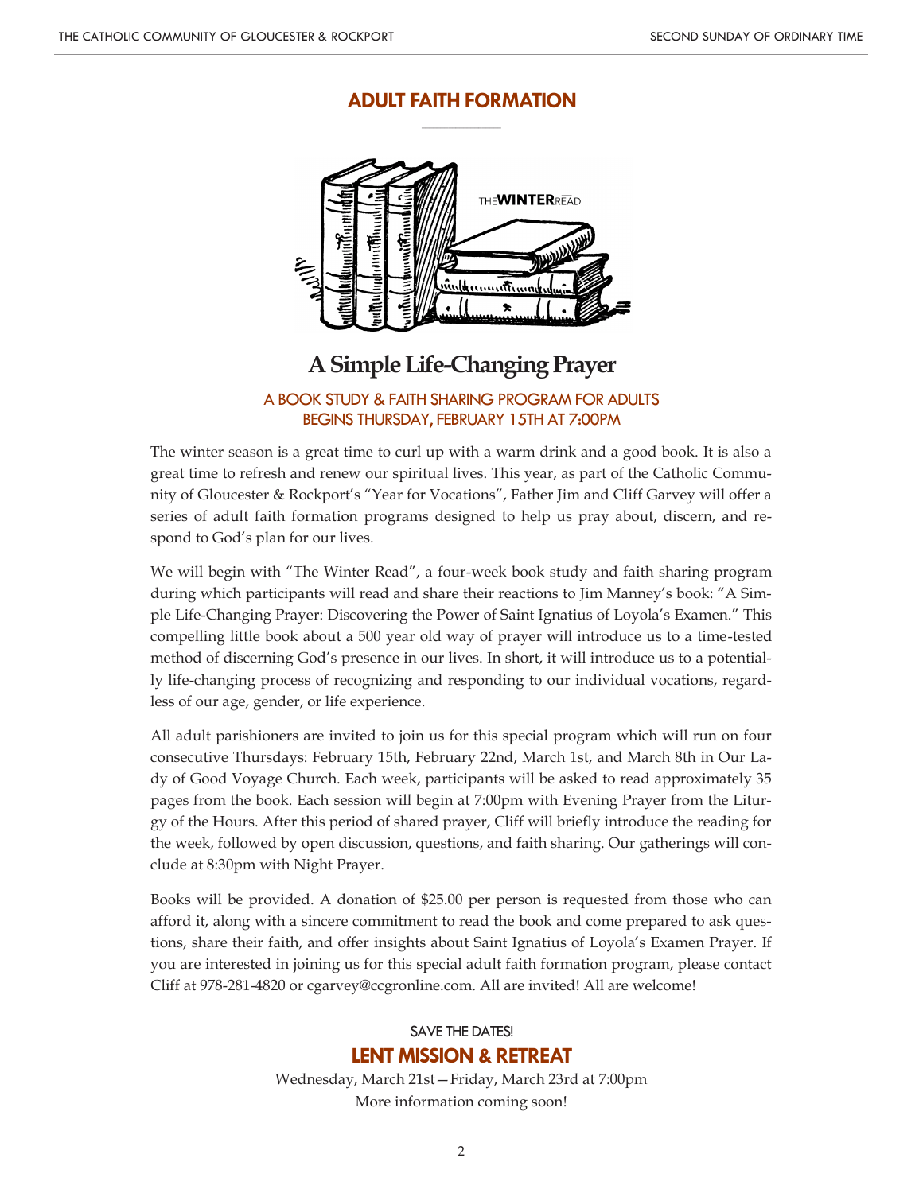# ADULT FAITH FORMATION

THE**WINTER**READ

## A Simple Life-Changing Prayer

### A BOOK STUDY & FAITH SHARING PROGRAM FOR ADULTS
### BEGINS THURSDAY, FEBRUARY 15TH AT 7:00PM

The winter season is a great time to curl up with a warm drink and a good book. It is also a great time to refresh and renew our spiritual lives. This year, as part of the Catholic Community of Gloucester & Rockport's "Year for Vocations", Father Jim and Cliff Garvey will offer a series of adult faith formation programs designed to help us pray about, discern, and respond to God's plan for our lives.

We will begin with "The Winter Read", a four-week book study and faith sharing program during which participants will read and share their reactions to Jim Manney's book: "A Simple Life-Changing Prayer: Discovering the Power of Saint Ignatius of Loyola's Examen." This compelling little book about a 500 year old way of prayer will introduce us to a time-tested method of discerning God's presence in our lives. In short, it will introduce us to a potentially life-changing process of recognizing and responding to our individual vocations, regardless of our age, gender, or life experience.

All adult parishioners are invited to join us for this special program which will run on four consecutive Thursdays: February 15th, February 22nd, March 1st, and March 8th in Our Lady of Good Voyage Church. Each week, participants will be asked to read approximately 35 pages from the book. Each session will begin at 7:00pm with Evening Prayer from the Liturgy of the Hours. After this period of shared prayer, Cliff will briefly introduce the reading for the week, followed by open discussion, questions, and faith sharing. Our gatherings will conclude at 8:30pm with Night Prayer.

Books will be provided. A donation of $25.00 per person is requested from those who can afford it, along with a sincere commitment to read the book and come prepared to ask questions, share their faith, and offer insights about Saint Ignatius of Loyola's Examen Prayer. If you are interested in joining us for this special adult faith formation program, please contact Cliff at 978-281-4820 or cgarvey@ccgronline.com. All are invited! All are welcome!

SAVE THE DATES!

## LENT MISSION & RETREAT

Wednesday, March 21st—Friday, March 23rd at 7:00pm
More information coming soon!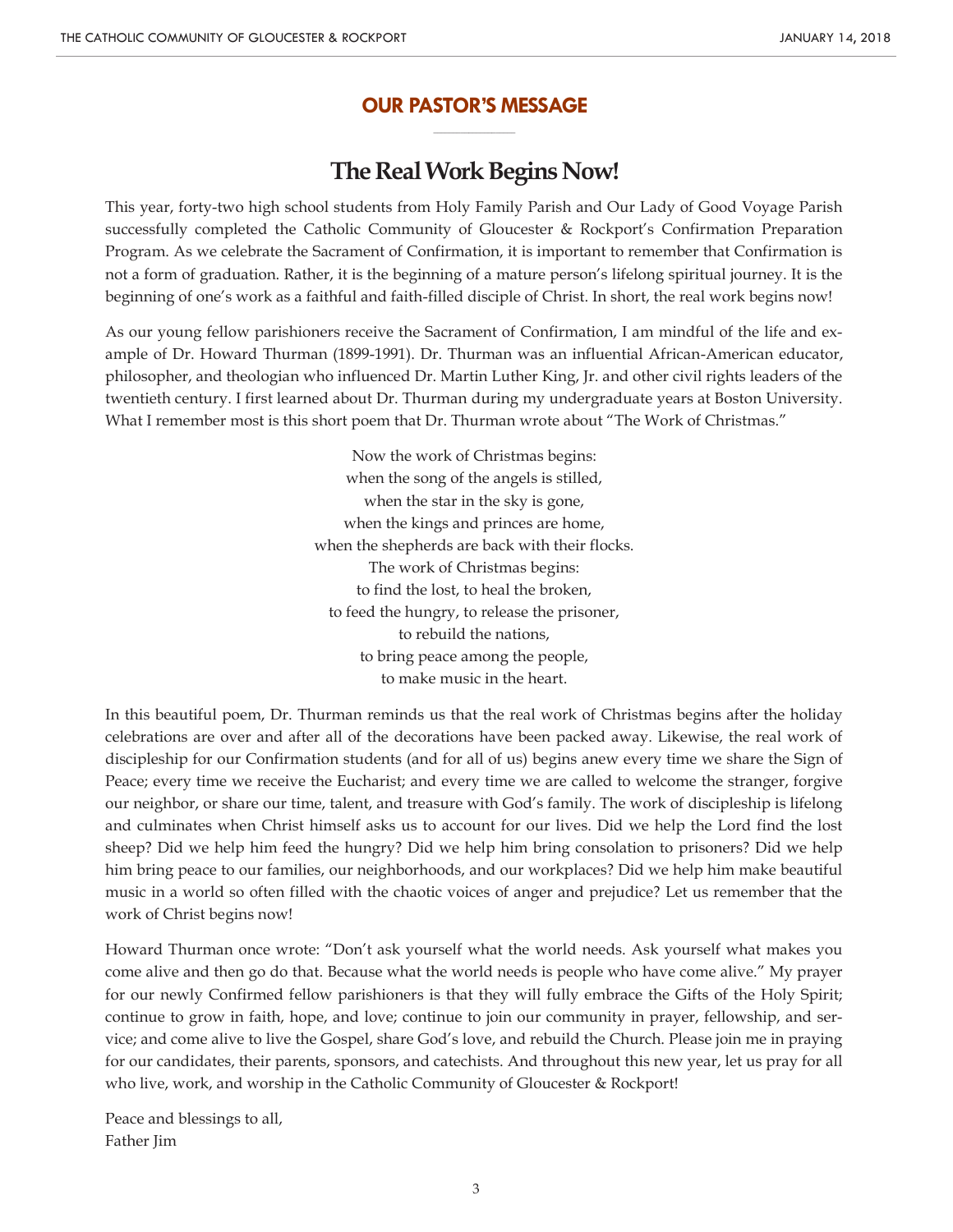## OUR PASTOR'S MESSAGE

# The Real Work Begins Now!

This year, forty-two high school students from Holy Family Parish and Our Lady of Good Voyage Parish successfully completed the Catholic Community of Gloucester & Rockport's Confirmation Preparation Program. As we celebrate the Sacrament of Confirmation, it is important to remember that Confirmation is not a form of graduation. Rather, it is the beginning of a mature person's lifelong spiritual journey. It is the beginning of one's work as a faithful and faith-filled disciple of Christ. In short, the real work begins now!

As our young fellow parishioners receive the Sacrament of Confirmation, I am mindful of the life and example of Dr. Howard Thurman (1899-1991). Dr. Thurman was an influential African-American educator, philosopher, and theologian who influenced Dr. Martin Luther King, Jr. and other civil rights leaders of the twentieth century. I first learned about Dr. Thurman during my undergraduate years at Boston University. What I remember most is this short poem that Dr. Thurman wrote about "The Work of Christmas."

Now the work of Christmas begins:
when the song of the angels is stilled,
when the star in the sky is gone,
when the kings and princes are home,
when the shepherds are back with their flocks.
The work of Christmas begins:
to find the lost, to heal the broken,
to feed the hungry, to release the prisoner,
to rebuild the nations,
to bring peace among the people,
to make music in the heart.

In this beautiful poem, Dr. Thurman reminds us that the real work of Christmas begins after the holiday celebrations are over and after all of the decorations have been packed away. Likewise, the real work of discipleship for our Confirmation students (and for all of us) begins anew every time we share the Sign of Peace; every time we receive the Eucharist; and every time we are called to welcome the stranger, forgive our neighbor, or share our time, talent, and treasure with God's family. The work of discipleship is lifelong and culminates when Christ himself asks us to account for our lives. Did we help the Lord find the lost sheep? Did we help him feed the hungry? Did we help him bring consolation to prisoners? Did we help him bring peace to our families, our neighborhoods, and our workplaces? Did we help him make beautiful music in a world so often filled with the chaotic voices of anger and prejudice? Let us remember that the work of Christ begins now!

Howard Thurman once wrote: "Don't ask yourself what the world needs. Ask yourself what makes you come alive and then go do that. Because what the world needs is people who have come alive." My prayer for our newly Confirmed fellow parishioners is that they will fully embrace the Gifts of the Holy Spirit; continue to grow in faith, hope, and love; continue to join our community in prayer, fellowship, and service; and come alive to live the Gospel, share God's love, and rebuild the Church. Please join me in praying for our candidates, their parents, sponsors, and catechists. And throughout this new year, let us pray for all who live, work, and worship in the Catholic Community of Gloucester & Rockport!

Peace and blessings to all,
Father Jim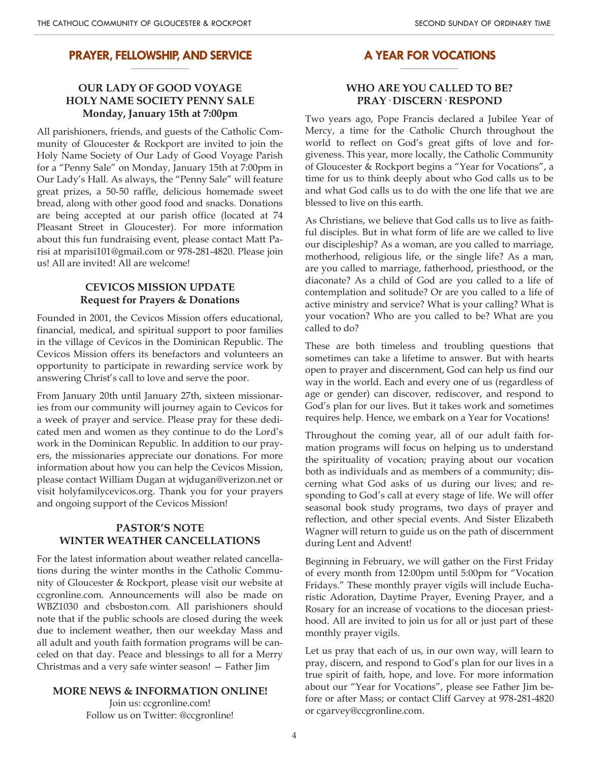## PRAYER, FELLOWSHIP, AND SERVICE

### OUR LADY OF GOOD VOYAGE HOLY NAME SOCIETY PENNY SALE
### Monday, January 15th at 7:00pm

All parishioners, friends, and guests of the Catholic Community of Gloucester & Rockport are invited to join the Holy Name Society of Our Lady of Good Voyage Parish for a "Penny Sale" on Monday, January 15th at 7:00pm in Our Lady's Hall. As always, the "Penny Sale" will feature great prizes, a 50-50 raffle, delicious homemade sweet bread, along with other good food and snacks. Donations are being accepted at our parish office (located at 74 Pleasant Street in Gloucester). For more information about this fun fundraising event, please contact Matt Parisi at mparisi101@gmail.com or 978-281-4820. Please join us! All are invited! All are welcome!

### CEVICOS MISSION UPDATE
### Request for Prayers & Donations

Founded in 2001, the Cevicos Mission offers educational, financial, medical, and spiritual support to poor families in the village of Cevicos in the Dominican Republic. The Cevicos Mission offers its benefactors and volunteers an opportunity to participate in rewarding service work by answering Christ's call to love and serve the poor.

From January 20th until January 27th, sixteen missionaries from our community will journey again to Cevicos for a week of prayer and service. Please pray for these dedicated men and women as they continue to do the Lord's work in the Dominican Republic. In addition to our prayers, the missionaries appreciate our donations. For more information about how you can help the Cevicos Mission, please contact William Dugan at wjdugan@verizon.net or visit holyfamilycevicos.org. Thank you for your prayers and ongoing support of the Cevicos Mission!

### PASTOR'S NOTE
### WINTER WEATHER CANCELLATIONS

For the latest information about weather related cancellations during the winter months in the Catholic Community of Gloucester & Rockport, please visit our website at ccgronline.com. Announcements will also be made on WBZ1030 and cbsboston.com. All parishioners should note that if the public schools are closed during the week due to inclement weather, then our weekday Mass and all adult and youth faith formation programs will be canceled on that day. Peace and blessings to all for a Merry Christmas and a very safe winter season! — Father Jim

### MORE NEWS & INFORMATION ONLINE!

Join us: ccgronline.com!
Follow us on Twitter: @ccgronline!

## A YEAR FOR VOCATIONS

### WHO ARE YOU CALLED TO BE?
### PRAY · DISCERN · RESPOND

Two years ago, Pope Francis declared a Jubilee Year of Mercy, a time for the Catholic Church throughout the world to reflect on God's great gifts of love and forgiveness. This year, more locally, the Catholic Community of Gloucester & Rockport begins a "Year for Vocations", a time for us to think deeply about who God calls us to be and what God calls us to do with the one life that we are blessed to live on this earth.

As Christians, we believe that God calls us to live as faithful disciples. But in what form of life are we called to live our discipleship? As a woman, are you called to marriage, motherhood, religious life, or the single life? As a man, are you called to marriage, fatherhood, priesthood, or the diaconate? As a child of God are you called to a life of contemplation and solitude? Or are you called to a life of active ministry and service? What is your calling? What is your vocation? Who are you called to be? What are you called to do?

These are both timeless and troubling questions that sometimes can take a lifetime to answer. But with hearts open to prayer and discernment, God can help us find our way in the world. Each and every one of us (regardless of age or gender) can discover, rediscover, and respond to God's plan for our lives. But it takes work and sometimes requires help. Hence, we embark on a Year for Vocations!

Throughout the coming year, all of our adult faith formation programs will focus on helping us to understand the spirituality of vocation; praying about our vocation both as individuals and as members of a community; discerning what God asks of us during our lives; and responding to God's call at every stage of life. We will offer seasonal book study programs, two days of prayer and reflection, and other special events. And Sister Elizabeth Wagner will return to guide us on the path of discernment during Lent and Advent!

Beginning in February, we will gather on the First Friday of every month from 12:00pm until 5:00pm for "Vocation Fridays." These monthly prayer vigils will include Eucharistic Adoration, Daytime Prayer, Evening Prayer, and a Rosary for an increase of vocations to the diocesan priesthood. All are invited to join us for all or just part of these monthly prayer vigils.

Let us pray that each of us, in our own way, will learn to pray, discern, and respond to God's plan for our lives in a true spirit of faith, hope, and love. For more information about our "Year for Vocations", please see Father Jim before or after Mass; or contact Cliff Garvey at 978-281-4820 or cgarvey@ccgronline.com.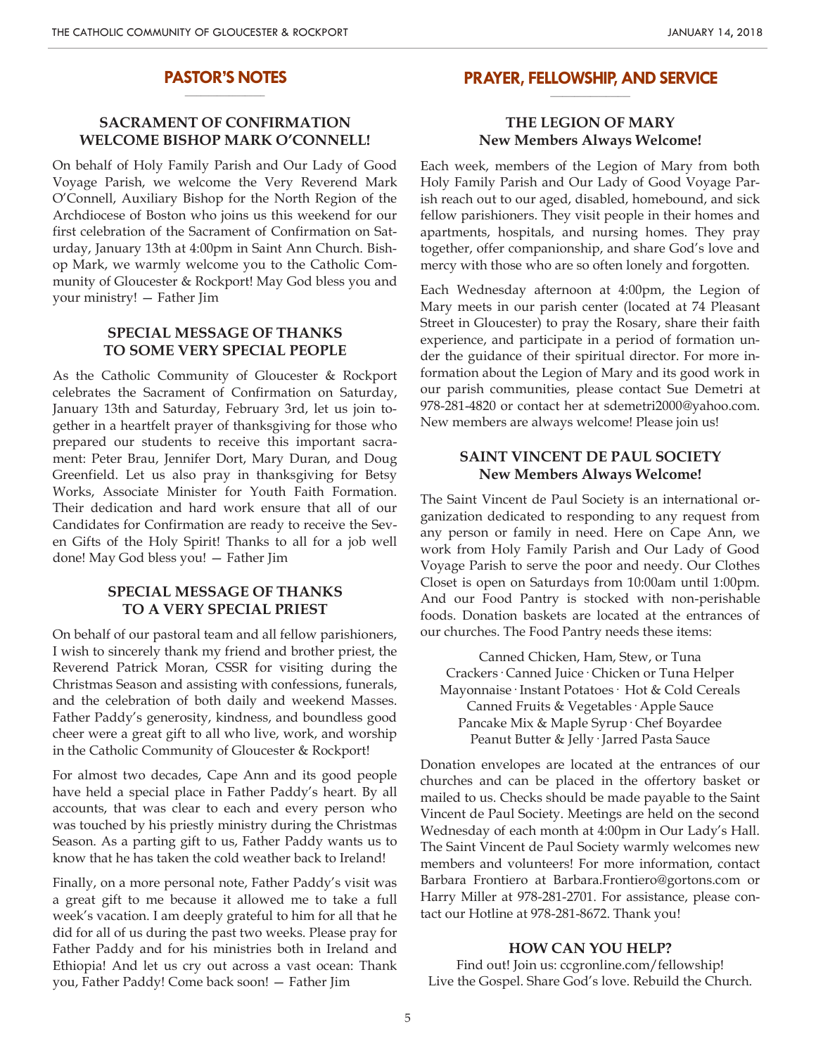## PASTOR'S NOTES

### SACRAMENT OF CONFIRMATION
### WELCOME BISHOP MARK O'CONNELL!

On behalf of Holy Family Parish and Our Lady of Good Voyage Parish, we welcome the Very Reverend Mark O'Connell, Auxiliary Bishop for the North Region of the Archdiocese of Boston who joins us this weekend for our first celebration of the Sacrament of Confirmation on Saturday, January 13th at 4:00pm in Saint Ann Church. Bishop Mark, we warmly welcome you to the Catholic Community of Gloucester & Rockport! May God bless you and your ministry! — Father Jim

### SPECIAL MESSAGE OF THANKS
### TO SOME VERY SPECIAL PEOPLE

As the Catholic Community of Gloucester & Rockport celebrates the Sacrament of Confirmation on Saturday, January 13th and Saturday, February 3rd, let us join together in a heartfelt prayer of thanksgiving for those who prepared our students to receive this important sacrament: Peter Brau, Jennifer Dort, Mary Duran, and Doug Greenfield. Let us also pray in thanksgiving for Betsy Works, Associate Minister for Youth Faith Formation. Their dedication and hard work ensure that all of our Candidates for Confirmation are ready to receive the Seven Gifts of the Holy Spirit! Thanks to all for a job well done! May God bless you! — Father Jim

### SPECIAL MESSAGE OF THANKS
### TO A VERY SPECIAL PRIEST

On behalf of our pastoral team and all fellow parishioners, I wish to sincerely thank my friend and brother priest, the Reverend Patrick Moran, CSSR for visiting during the Christmas Season and assisting with confessions, funerals, and the celebration of both daily and weekend Masses. Father Paddy's generosity, kindness, and boundless good cheer were a great gift to all who live, work, and worship in the Catholic Community of Gloucester & Rockport!

For almost two decades, Cape Ann and its good people have held a special place in Father Paddy's heart. By all accounts, that was clear to each and every person who was touched by his priestly ministry during the Christmas Season. As a parting gift to us, Father Paddy wants us to know that he has taken the cold weather back to Ireland!

Finally, on a more personal note, Father Paddy's visit was a great gift to me because it allowed me to take a full week's vacation. I am deeply grateful to him for all that he did for all of us during the past two weeks. Please pray for Father Paddy and for his ministries both in Ireland and Ethiopia! And let us cry out across a vast ocean: Thank you, Father Paddy! Come back soon! — Father Jim

## PRAYER, FELLOWSHIP, AND SERVICE

### THE LEGION OF MARY
### New Members Always Welcome!

Each week, members of the Legion of Mary from both Holy Family Parish and Our Lady of Good Voyage Parish reach out to our aged, disabled, homebound, and sick fellow parishioners. They visit people in their homes and apartments, hospitals, and nursing homes. They pray together, offer companionship, and share God's love and mercy with those who are so often lonely and forgotten.

Each Wednesday afternoon at 4:00pm, the Legion of Mary meets in our parish center (located at 74 Pleasant Street in Gloucester) to pray the Rosary, share their faith experience, and participate in a period of formation under the guidance of their spiritual director. For more information about the Legion of Mary and its good work in our parish communities, please contact Sue Demetri at 978-281-4820 or contact her at sdemetri2000@yahoo.com. New members are always welcome! Please join us!

### SAINT VINCENT DE PAUL SOCIETY
### New Members Always Welcome!

The Saint Vincent de Paul Society is an international organization dedicated to responding to any request from any person or family in need. Here on Cape Ann, we work from Holy Family Parish and Our Lady of Good Voyage Parish to serve the poor and needy. Our Clothes Closet is open on Saturdays from 10:00am until 1:00pm. And our Food Pantry is stocked with non-perishable foods. Donation baskets are located at the entrances of our churches. The Food Pantry needs these items:

Canned Chicken, Ham, Stew, or Tuna
Crackers · Canned Juice · Chicken or Tuna Helper
Mayonnaise · Instant Potatoes · Hot & Cold Cereals
Canned Fruits & Vegetables · Apple Sauce
Pancake Mix & Maple Syrup · Chef Boyardee
Peanut Butter & Jelly · Jarred Pasta Sauce

Donation envelopes are located at the entrances of our churches and can be placed in the offertory basket or mailed to us. Checks should be made payable to the Saint Vincent de Paul Society. Meetings are held on the second Wednesday of each month at 4:00pm in Our Lady's Hall. The Saint Vincent de Paul Society warmly welcomes new members and volunteers! For more information, contact Barbara Frontiero at Barbara.Frontiero@gortons.com or Harry Miller at 978-281-2701. For assistance, please contact our Hotline at 978-281-8672. Thank you!

### HOW CAN YOU HELP?

Find out! Join us: ccgronline.com/fellowship!
Live the Gospel. Share God's love. Rebuild the Church.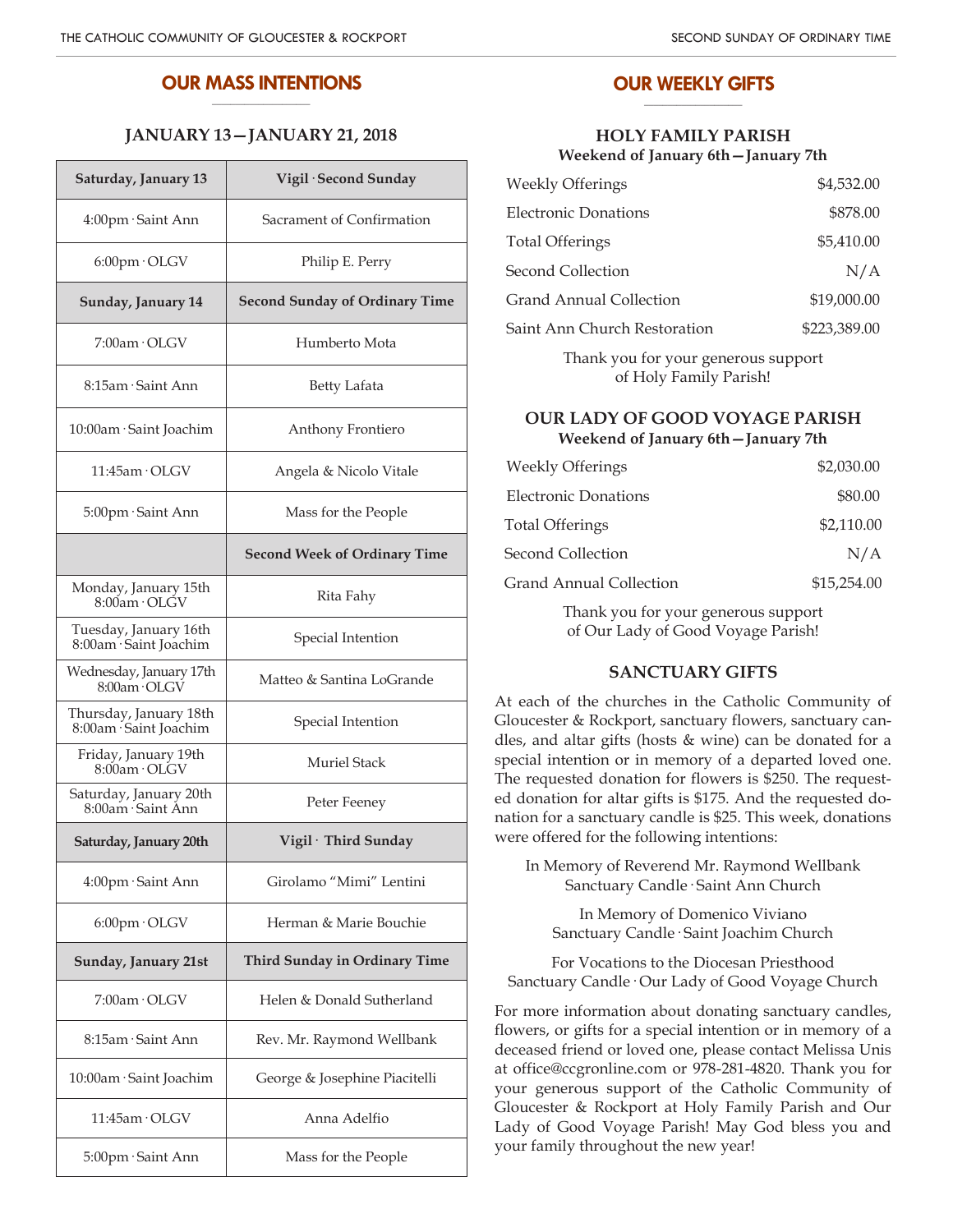## OUR MASS INTENTIONS

### JANUARY 13—JANUARY 21, 2018

| Saturday, January 13 | Vigil · Second Sunday |
|---|---|
| 4:00pm · Saint Ann | Sacrament of Confirmation |
| 6:00pm · OLGV | Philip E. Perry |
| **Sunday, January 14** | **Second Sunday of Ordinary Time** |
| 7:00am · OLGV | Humberto Mota |
| 8:15am · Saint Ann | Betty Lafata |
| 10:00am · Saint Joachim | Anthony Frontiero |
| 11:45am · OLGV | Angela & Nicolo Vitale |
| 5:00pm · Saint Ann | Mass for the People |
| | **Second Week of Ordinary Time** |
| Monday, January 15th 8:00am · OLGV | Rita Fahy |
| Tuesday, January 16th 8:00am · Saint Joachim | Special Intention |
| Wednesday, January 17th 8:00am · OLGV | Matteo & Santina LoGrande |
| Thursday, January 18th 8:00am · Saint Joachim | Special Intention |
| Friday, January 19th 8:00am · OLGV | Muriel Stack |
| Saturday, January 20th 8:00am · Saint Ann | Peter Feeney |
| **Saturday, January 20th** | **Vigil · Third Sunday** |
| 4:00pm · Saint Ann | Girolamo "Mimi" Lentini |
| 6:00pm · OLGV | Herman & Marie Bouchie |
| **Sunday, January 21st** | **Third Sunday in Ordinary Time** |
| 7:00am · OLGV | Helen & Donald Sutherland |
| 8:15am · Saint Ann | Rev. Mr. Raymond Wellbank |
| 10:00am · Saint Joachim | George & Josephine Piacitelli |
| 11:45am · OLGV | Anna Adelfio |
| 5:00pm · Saint Ann | Mass for the People |

## OUR WEEKLY GIFTS

### HOLY FAMILY PARISH
**Weekend of January 6th—January 7th**

| | |
|---|---|
| Weekly Offerings | $4,532.00 |
| Electronic Donations | $878.00 |
| Total Offerings | $5,410.00 |
| Second Collection | N/A |
| Grand Annual Collection | $19,000.00 |
| Saint Ann Church Restoration | $223,389.00 |

Thank you for your generous support of Holy Family Parish!

### OUR LADY OF GOOD VOYAGE PARISH
**Weekend of January 6th—January 7th**

| | |
|---|---|
| Weekly Offerings | $2,030.00 |
| Electronic Donations | $80.00 |
| Total Offerings | $2,110.00 |
| Second Collection | N/A |
| Grand Annual Collection | $15,254.00 |

Thank you for your generous support of Our Lady of Good Voyage Parish!

### SANCTUARY GIFTS

At each of the churches in the Catholic Community of Gloucester & Rockport, sanctuary flowers, sanctuary candles, and altar gifts (hosts & wine) can be donated for a special intention or in memory of a departed loved one. The requested donation for flowers is $250. The requested donation for altar gifts is $175. And the requested donation for a sanctuary candle is $25. This week, donations were offered for the following intentions:

In Memory of Reverend Mr. Raymond Wellbank
Sanctuary Candle · Saint Ann Church

In Memory of Domenico Viviano
Sanctuary Candle · Saint Joachim Church

For Vocations to the Diocesan Priesthood
Sanctuary Candle · Our Lady of Good Voyage Church

For more information about donating sanctuary candles, flowers, or gifts for a special intention or in memory of a deceased friend or loved one, please contact Melissa Unis at office@ccgronline.com or 978-281-4820. Thank you for your generous support of the Catholic Community of Gloucester & Rockport at Holy Family Parish and Our Lady of Good Voyage Parish! May God bless you and your family throughout the new year!